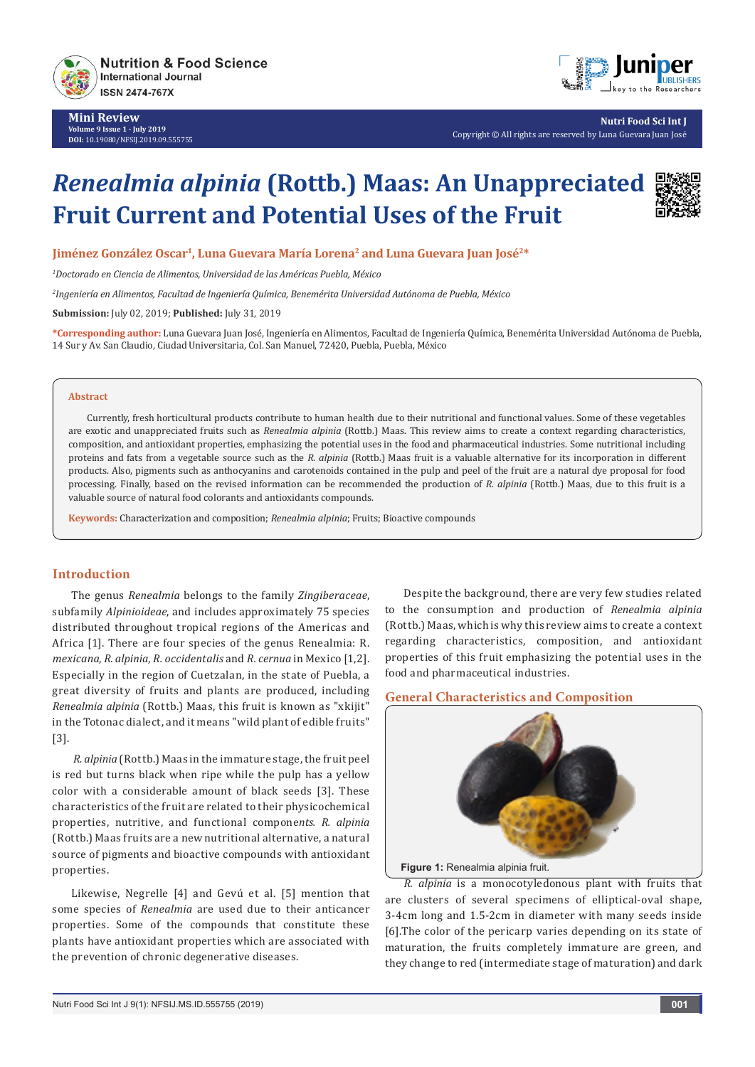Mini Review

# *Renealmia alpinia* (Rottb.) Maas: An Unappreciated Fruit Current and Potential Uses of the Fruit

**Jiménez González Oscar[1], Luna Guevara María Lorena[2] and Luna Guevara Juan José[2]***

[1]*Doctorado en Ciencia de Alimentos, Universidad de las Américas Puebla, México*

[2]*Ingeniería en Alimentos, Facultad de Ingeniería Química, Benemérita Universidad Autónoma de Puebla, México*

**Submission:** July 02, 2019; **Published:** July 31, 2019

***Corresponding author:** Luna Guevara Juan José, Ingeniería en Alimentos, Facultad de Ingeniería Química, Benemérita Universidad Autónoma de Puebla, 14 Sur y Av. San Claudio, Ciudad Universitaria, Col. San Manuel, 72420, Puebla, Puebla, México

## Abstract

Currently, fresh horticultural products contribute to human health due to their nutritional and functional values. Some of these vegetables are exotic and unappreciated fruits such as *Renealmia alpinia* (Rottb.) Maas. This review aims to create a context regarding characteristics, composition, and antioxidant properties, emphasizing the potential uses in the food and pharmaceutical industries. Some nutritional including proteins and fats from a vegetable source such as the *R. alpinia* (Rottb.) Maas fruit is a valuable alternative for its incorporation in different products. Also, pigments such as anthocyanins and carotenoids contained in the pulp and peel of the fruit are a natural dye proposal for food processing. Finally, based on the revised information can be recommended the production of *R. alpinia* (Rottb.) Maas, due to this fruit is a valuable source of natural food colorants and antioxidants compounds.

**Keywords:** Characterization and composition; *Renealmia alpinia*; Fruits; Bioactive compounds

## Introduction

The genus *Renealmia* belongs to the family *Zingiberaceae*, subfamily *Alpinioideae*, and includes approximately 75 species distributed throughout tropical regions of the Americas and Africa [1]. There are four species of the genus Renealmia: *R. mexicana*, *R. alpinia*, *R. occidentalis* and *R. cernua* in Mexico [1,2]. Especially in the region of Cuetzalan, in the state of Puebla, a great diversity of fruits and plants are produced, including *Renealmia alpinia* (Rottb.) Maas, this fruit is known as "xkijit" in the Totonac dialect, and it means "wild plant of edible fruits" [3].

*R. alpinia* (Rottb.) Maas in the immature stage, the fruit peel is red but turns black when ripe while the pulp has a yellow color with a considerable amount of black seeds [3]. These characteristics of the fruit are related to their physicochemical properties, nutritive, and functional components. *R. alpinia* (Rottb.) Maas fruits are a new nutritional alternative, a natural source of pigments and bioactive compounds with antioxidant properties.

Likewise, Negrelle [4] and Gevú et al. [5] mention that some species of *Renealmia* are used due to their anticancer properties. Some of the compounds that constitute these plants have antioxidant properties which are associated with the prevention of chronic degenerative diseases.

Despite the background, there are very few studies related to the consumption and production of *Renealmia alpinia* (Rottb.) Maas, which is why this review aims to create a context regarding characteristics, composition, and antioxidant properties of this fruit emphasizing the potential uses in the food and pharmaceutical industries.

## General Characteristics and Composition

**Figure 1:** Renealmia alpinia fruit.

*R. alpinia* is a monocotyledonous plant with fruits that are clusters of several specimens of elliptical-oval shape, 3-4cm long and 1.5-2cm in diameter with many seeds inside [6].The color of the pericarp varies depending on its state of maturation, the fruits completely immature are green, and they change to red (intermediate stage of maturation) and dark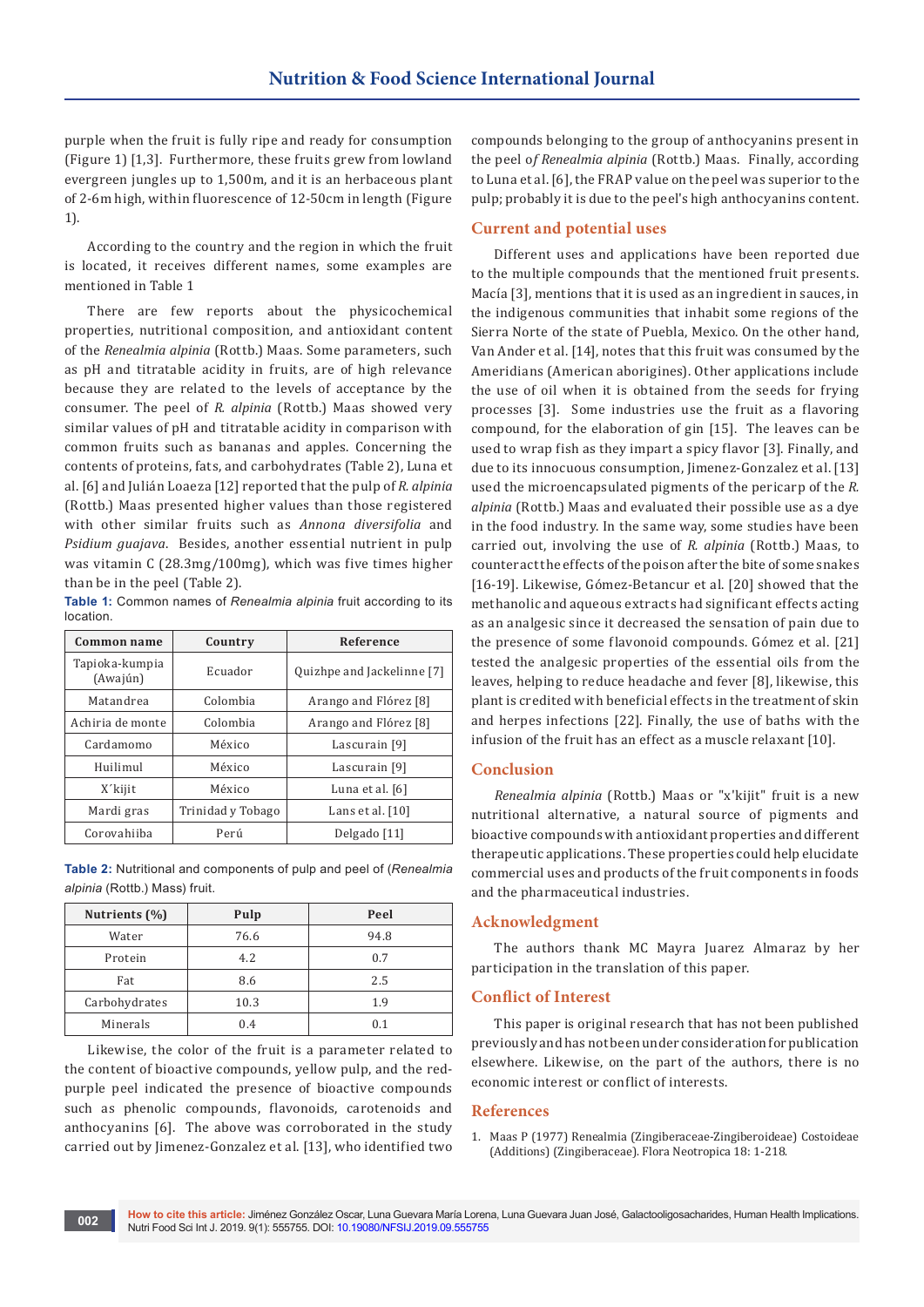purple when the fruit is fully ripe and ready for consumption (Figure 1) [1,3]. Furthermore, these fruits grew from lowland evergreen jungles up to 1,500m, and it is an herbaceous plant of 2-6m high, within fluorescence of 12-50cm in length (Figure 1).

According to the country and the region in which the fruit is located, it receives different names, some examples are mentioned in Table 1

There are few reports about the physicochemical properties, nutritional composition, and antioxidant content of the *Renealmia alpinia* (Rottb.) Maas. Some parameters, such as pH and titratable acidity in fruits, are of high relevance because they are related to the levels of acceptance by the consumer. The peel of *R. alpinia* (Rottb.) Maas showed very similar values of pH and titratable acidity in comparison with common fruits such as bananas and apples. Concerning the contents of proteins, fats, and carbohydrates (Table 2), Luna et al. [6] and Julián Loaeza [12] reported that the pulp of *R. alpinia* (Rottb.) Maas presented higher values than those registered with other similar fruits such as *Annona diversifolia* and *Psidium guajava*. Besides, another essential nutrient in pulp was vitamin C (28.3mg/100mg), which was five times higher than be in the peel (Table 2).

**Table 1:** Common names of *Renealmia alpinia* fruit according to its location.

| Common name | Country | Reference |
|---|---|---|
| Tapioka-kumpia (Awajún) | Ecuador | Quizhpe and Jackelinne [7] |
| Matandrea | Colombia | Arango and Flórez [8] |
| Achiria de monte | Colombia | Arango and Flórez [8] |
| Cardamomo | México | Lascurain [9] |
| Huilimul | México | Lascurain [9] |
| X´kijit | México | Luna et al. [6] |
| Mardi gras | Trinidad y Tobago | Lans et al. [10] |
| Corovahiiba | Perú | Delgado [11] |

**Table 2:** Nutritional and components of pulp and peel of (*Renealmia alpinia* (Rottb.) Mass) fruit.

| Nutrients (%) | Pulp | Peel |
|---|---|---|
| Water | 76.6 | 94.8 |
| Protein | 4.2 | 0.7 |
| Fat | 8.6 | 2.5 |
| Carbohydrates | 10.3 | 1.9 |
| Minerals | 0.4 | 0.1 |

Likewise, the color of the fruit is a parameter related to the content of bioactive compounds, yellow pulp, and the red-purple peel indicated the presence of bioactive compounds such as phenolic compounds, flavonoids, carotenoids and anthocyanins [6]. The above was corroborated in the study carried out by Jimenez-Gonzalez et al. [13], who identified two compounds belonging to the group of anthocyanins present in the peel o*f Renealmia alpinia* (Rottb.) Maas. Finally, according to Luna et al. [6], the FRAP value on the peel was superior to the pulp; probably it is due to the peel's high anthocyanins content.

## Current and potential uses

Different uses and applications have been reported due to the multiple compounds that the mentioned fruit presents. Macía [3], mentions that it is used as an ingredient in sauces, in the indigenous communities that inhabit some regions of the Sierra Norte of the state of Puebla, Mexico. On the other hand, Van Ander et al. [14], notes that this fruit was consumed by the Ameridians (American aborigines). Other applications include the use of oil when it is obtained from the seeds for frying processes [3]. Some industries use the fruit as a flavoring compound, for the elaboration of gin [15]. The leaves can be used to wrap fish as they impart a spicy flavor [3]. Finally, and due to its innocuous consumption, Jimenez-Gonzalez et al. [13] used the microencapsulated pigments of the pericarp of the *R. alpinia* (Rottb.) Maas and evaluated their possible use as a dye in the food industry. In the same way, some studies have been carried out, involving the use of *R. alpinia* (Rottb.) Maas, to counteract the effects of the poison after the bite of some snakes [16-19]. Likewise, Gómez-Betancur et al. [20] showed that the methanolic and aqueous extracts had significant effects acting as an analgesic since it decreased the sensation of pain due to the presence of some flavonoid compounds. Gómez et al. [21] tested the analgesic properties of the essential oils from the leaves, helping to reduce headache and fever [8], likewise, this plant is credited with beneficial effects in the treatment of skin and herpes infections [22]. Finally, the use of baths with the infusion of the fruit has an effect as a muscle relaxant [10].

## Conclusion

*Renealmia alpinia* (Rottb.) Maas or "x'kijit" fruit is a new nutritional alternative, a natural source of pigments and bioactive compounds with antioxidant properties and different therapeutic applications. These properties could help elucidate commercial uses and products of the fruit components in foods and the pharmaceutical industries.

## Acknowledgment

The authors thank MC Mayra Juarez Almaraz by her participation in the translation of this paper.

## Conflict of Interest

This paper is original research that has not been published previously and has not been under consideration for publication elsewhere. Likewise, on the part of the authors, there is no economic interest or conflict of interests.

## References

1. Maas P (1977) Renealmia (Zingiberaceae-Zingiberoideae) Costoideae (Additions) (Zingiberaceae). Flora Neotropica 18: 1-218.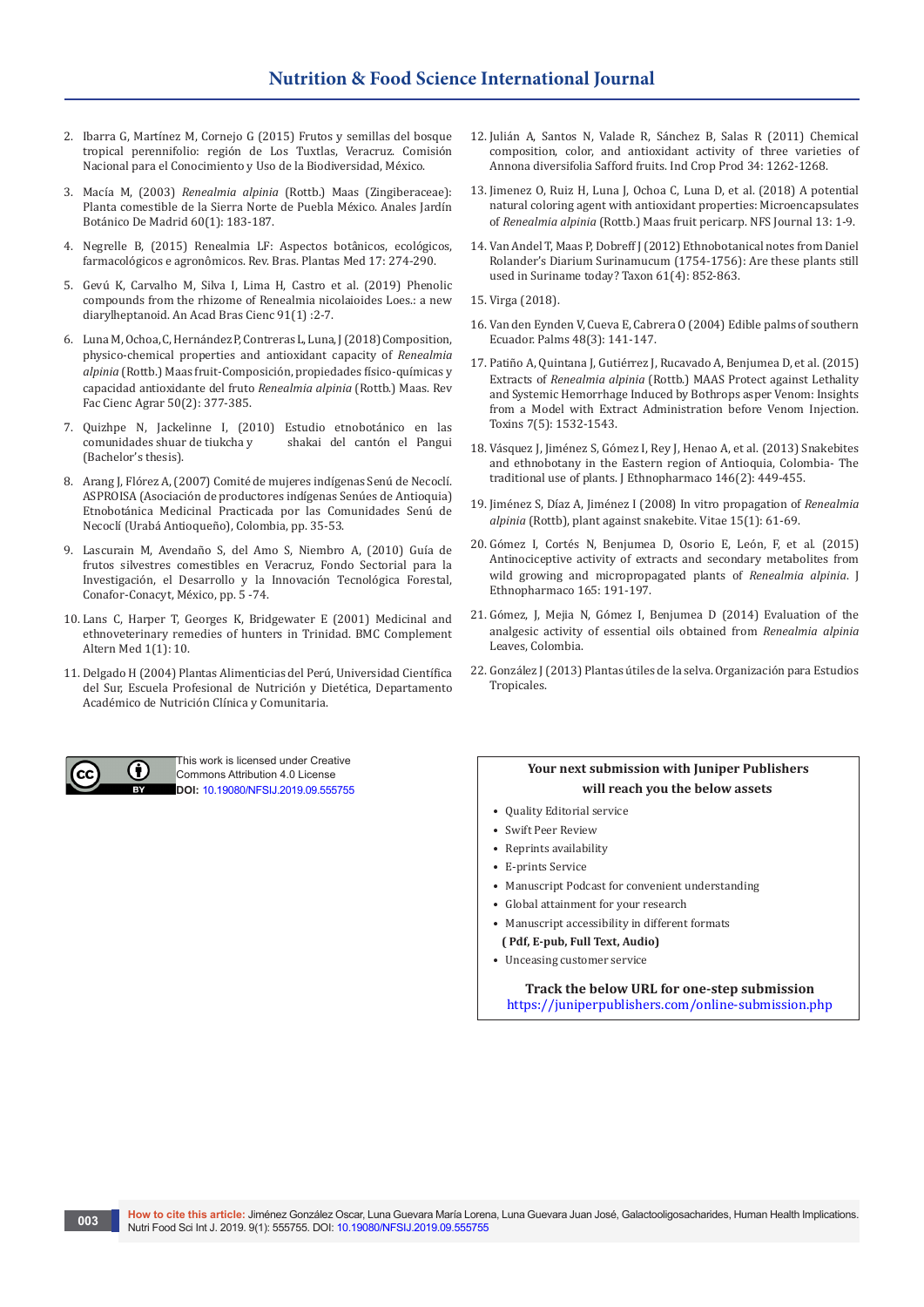2. Ibarra G, Martínez M, Cornejo G (2015) Frutos y semillas del bosque tropical perennifolio: región de Los Tuxtlas, Veracruz. Comisión Nacional para el Conocimiento y Uso de la Biodiversidad, México.
3. Macía M, (2003) *Renealmia alpinia* (Rottb.) Maas (Zingiberaceae): Planta comestible de la Sierra Norte de Puebla México. Anales Jardín Botánico De Madrid 60(1): 183-187.
4. Negrelle B, (2015) Renealmia LF: Aspectos botânicos, ecológicos, farmacológicos e agronômicos. Rev. Bras. Plantas Med 17: 274-290.
5. Gevú K, Carvalho M, Silva I, Lima H, Castro et al. (2019) Phenolic compounds from the rhizome of Renealmia nicolaioides Loes.: a new diarylheptanoid. An Acad Bras Cienc 91(1) :2-7.
6. Luna M, Ochoa, C, Hernández P, Contreras L, Luna, J (2018) Composition, physico-chemical properties and antioxidant capacity of *Renealmia alpinia* (Rottb.) Maas fruit-Composición, propiedades físico-químicas y capacidad antioxidante del fruto *Renealmia alpinia* (Rottb.) Maas. Rev Fac Cienc Agrar 50(2): 377-385.
7. Quizhpe N, Jackelinne I, (2010) Estudio etnobotánico en las comunidades shuar de tiukcha y shakai del cantón el Pangui (Bachelor's thesis).
8. Arang J, Flórez A, (2007) Comité de mujeres indígenas Senú de Necoclí. ASPROISA (Asociación de productores indígenas Senúes de Antioquia) Etnobotánica Medicinal Practicada por las Comunidades Senú de Necoclí (Urabá Antioqueño), Colombia, pp. 35-53.
9. Lascurain M, Avendaño S, del Amo S, Niembro A, (2010) Guía de frutos silvestres comestibles en Veracruz, Fondo Sectorial para la Investigación, el Desarrollo y la Innovación Tecnológica Forestal, Conafor-Conacyt, México, pp. 5 -74.
10. Lans C, Harper T, Georges K, Bridgewater E (2001) Medicinal and ethnoveterinary remedies of hunters in Trinidad. BMC Complement Altern Med 1(1): 10.
11. Delgado H (2004) Plantas Alimenticias del Perú, Universidad Científica del Sur, Escuela Profesional de Nutrición y Dietética, Departamento Académico de Nutrición Clínica y Comunitaria.
12. Julián A, Santos N, Valade R, Sánchez B, Salas R (2011) Chemical composition, color, and antioxidant activity of three varieties of Annona diversifolia Safford fruits. Ind Crop Prod 34: 1262-1268.
13. Jimenez O, Ruiz H, Luna J, Ochoa C, Luna D, et al. (2018) A potential natural coloring agent with antioxidant properties: Microencapsulates of *Renealmia alpinia* (Rottb.) Maas fruit pericarp. NFS Journal 13: 1-9.
14. Van Andel T, Maas P, Dobreff J (2012) Ethnobotanical notes from Daniel Rolander's Diarium Surinamucum (1754-1756): Are these plants still used in Suriname today? Taxon 61(4): 852-863.
15. Virga (2018).
16. Van den Eynden V, Cueva E, Cabrera O (2004) Edible palms of southern Ecuador. Palms 48(3): 141-147.
17. Patiño A, Quintana J, Gutiérrez J, Rucavado A, Benjumea D, et al. (2015) Extracts of *Renealmia alpinia* (Rottb.) MAAS Protect against Lethality and Systemic Hemorrhage Induced by Bothrops asper Venom: Insights from a Model with Extract Administration before Venom Injection. Toxins 7(5): 1532-1543.
18. Vásquez J, Jiménez S, Gómez I, Rey J, Henao A, et al. (2013) Snakebites and ethnobotany in the Eastern region of Antioquia, Colombia- The traditional use of plants. J Ethnopharmaco 146(2): 449-455.
19. Jiménez S, Díaz A, Jiménez I (2008) In vitro propagation of *Renealmia alpinia* (Rottb), plant against snakebite. Vitae 15(1): 61-69.
20. Gómez I, Cortés N, Benjumea D, Osorio E, León, F, et al. (2015) Antinociceptive activity of extracts and secondary metabolites from wild growing and micropropagated plants of *Renealmia alpinia*. J Ethnopharmaco 165: 191-197.
21. Gómez, J, Mejia N, Gómez I, Benjumea D (2014) Evaluation of the analgesic activity of essential oils obtained from *Renealmia alpinia* Leaves, Colombia.
22. González J (2013) Plantas útiles de la selva. Organización para Estudios Tropicales.

This work is licensed under Creative Commons Attribution 4.0 License
**DOI:** 10.19080/NFSIJ.2019.09.555755

**Your next submission with Juniper Publishers will reach you the below assets**

- Quality Editorial service
- Swift Peer Review
- Reprints availability
- E-prints Service
- Manuscript Podcast for convenient understanding
- Global attainment for your research
- Manuscript accessibility in different formats

**( Pdf, E-pub, Full Text, Audio)**

- Unceasing customer service

**Track the below URL for one-step submission**
https://juniperpublishers.com/online-submission.php